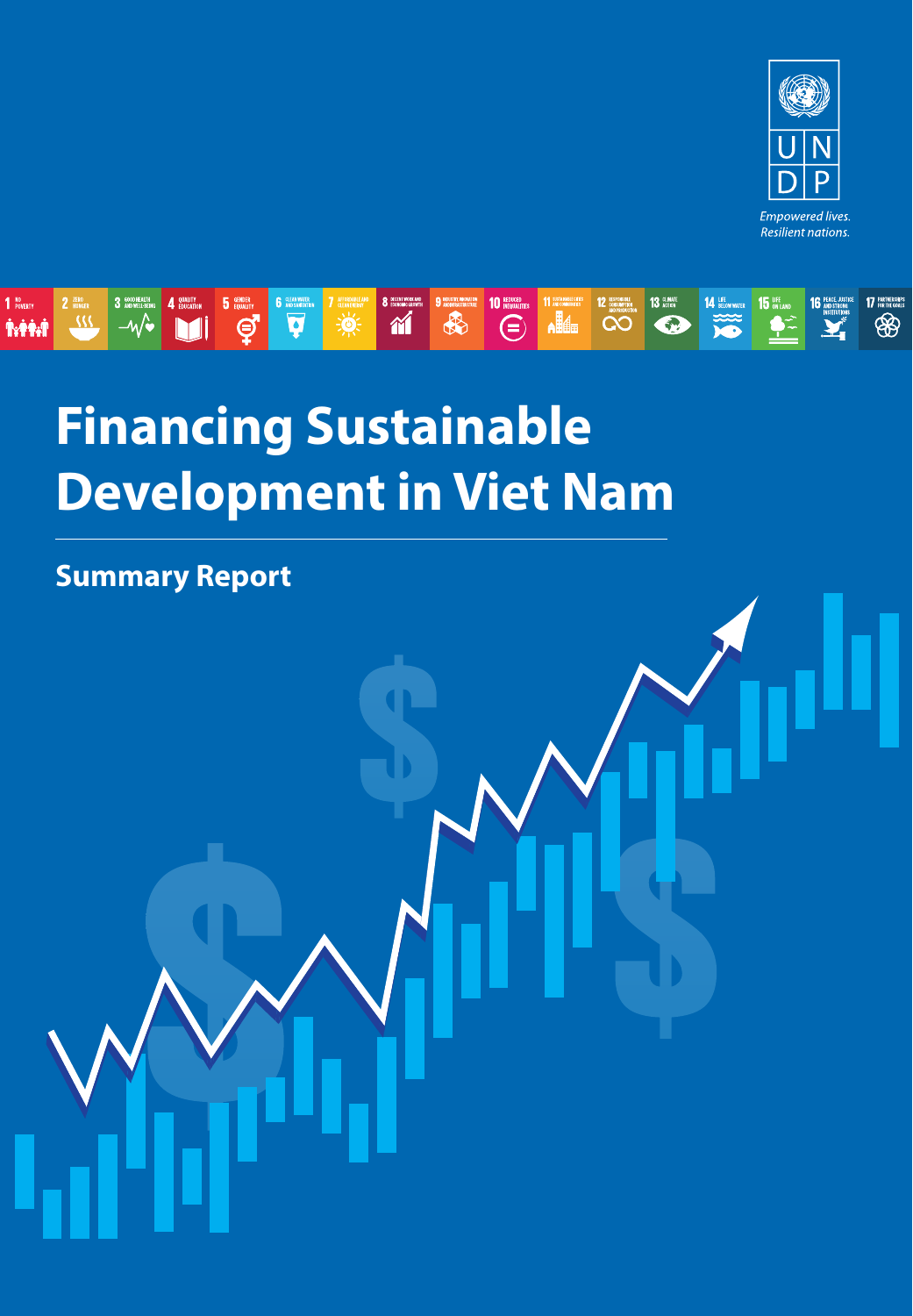Empowered lives.
Resilient nations.

# Financing Sustainable Development in Viet Nam

## Summary Report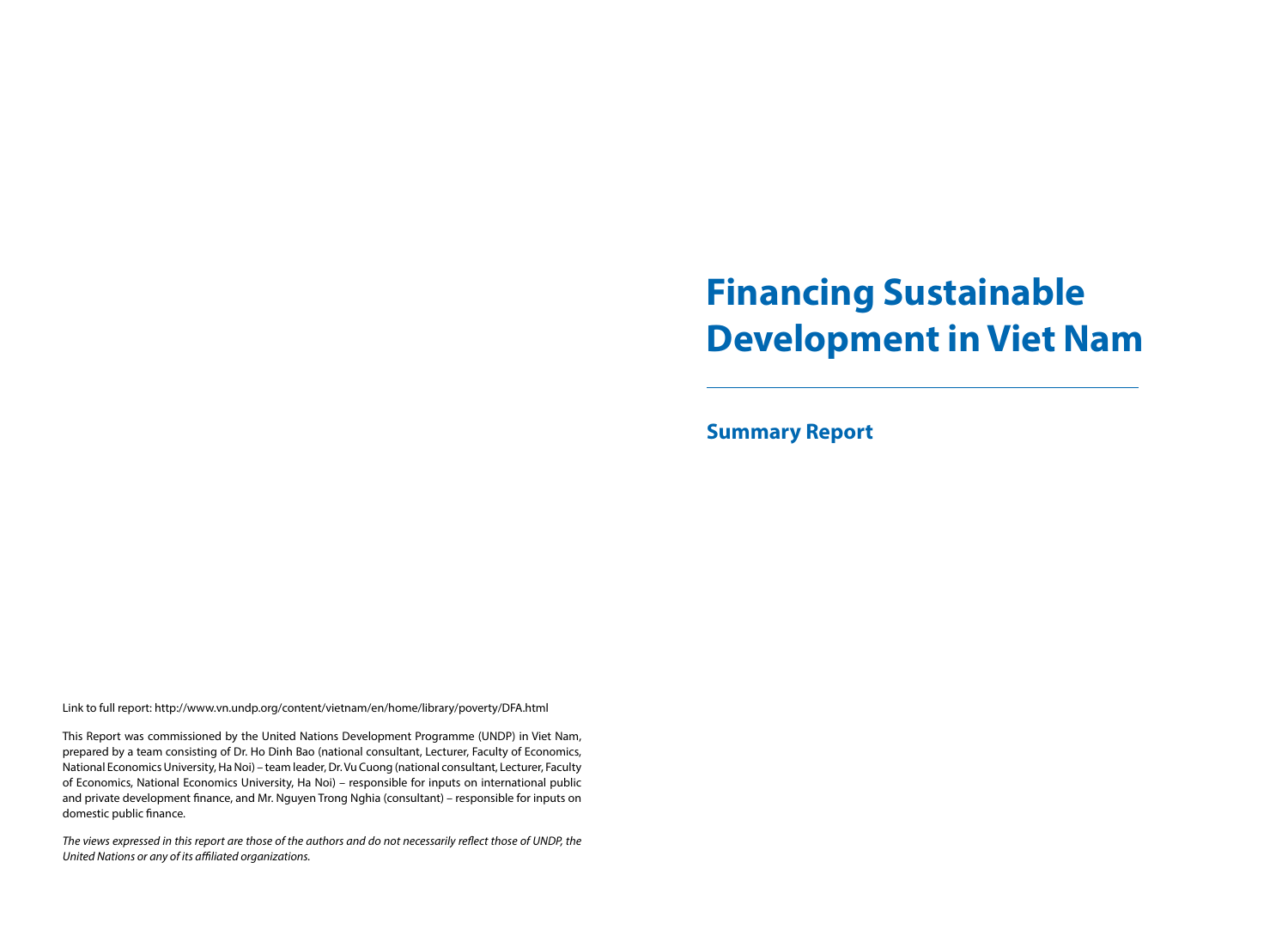# Financing Sustainable Development in Viet Nam

---

## Summary Report

Link to full report: http://www.vn.undp.org/content/vietnam/en/home/library/poverty/DFA.html

This Report was commissioned by the United Nations Development Programme (UNDP) in Viet Nam, prepared by a team consisting of Dr. Ho Dinh Bao (national consultant, Lecturer, Faculty of Economics, National Economics University, Ha Noi) – team leader, Dr. Vu Cuong (national consultant, Lecturer, Faculty of Economics, National Economics University, Ha Noi) – responsible for inputs on international public and private development finance, and Mr. Nguyen Trong Nghia (consultant) – responsible for inputs on domestic public finance.

*The views expressed in this report are those of the authors and do not necessarily reflect those of UNDP, the United Nations or any of its affiliated organizations.*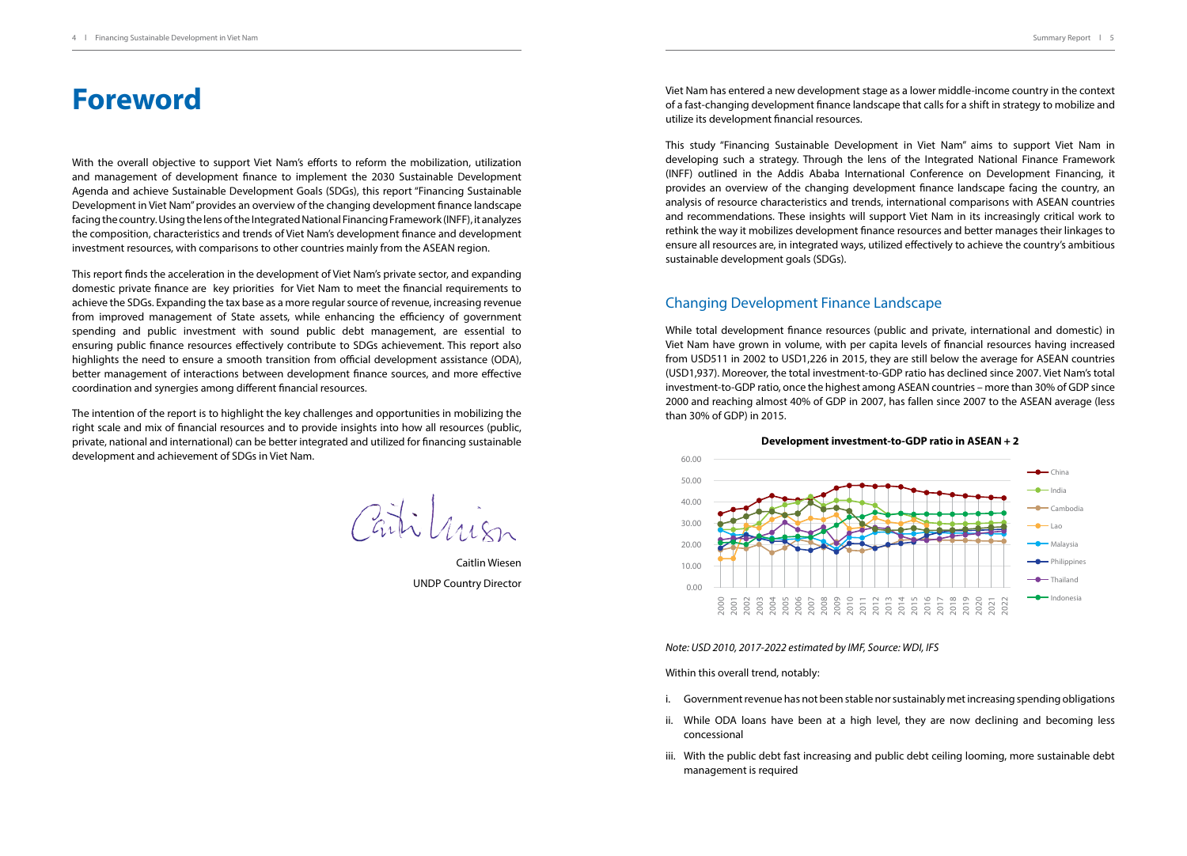# Foreword

With the overall objective to support Viet Nam's efforts to reform the mobilization, utilization and management of development finance to implement the 2030 Sustainable Development Agenda and achieve Sustainable Development Goals (SDGs), this report "Financing Sustainable Development in Viet Nam" provides an overview of the changing development finance landscape facing the country. Using the lens of the Integrated National Financing Framework (INFF), it analyzes the composition, characteristics and trends of Viet Nam's development finance and development investment resources, with comparisons to other countries mainly from the ASEAN region.

This report finds the acceleration in the development of Viet Nam's private sector, and expanding domestic private finance are key priorities for Viet Nam to meet the financial requirements to achieve the SDGs. Expanding the tax base as a more regular source of revenue, increasing revenue from improved management of State assets, while enhancing the efficiency of government spending and public investment with sound public debt management, are essential to ensuring public finance resources effectively contribute to SDGs achievement. This report also highlights the need to ensure a smooth transition from official development assistance (ODA), better management of interactions between development finance sources, and more effective coordination and synergies among different financial resources.

The intention of the report is to highlight the key challenges and opportunities in mobilizing the right scale and mix of financial resources and to provide insights into how all resources (public, private, national and international) can be better integrated and utilized for financing sustainable development and achievement of SDGs in Viet Nam.

Caitlin Wiesen

UNDP Country Director

Viet Nam has entered a new development stage as a lower middle-income country in the context of a fast-changing development finance landscape that calls for a shift in strategy to mobilize and utilize its development financial resources.

This study "Financing Sustainable Development in Viet Nam" aims to support Viet Nam in developing such a strategy. Through the lens of the Integrated National Finance Framework (INFF) outlined in the Addis Ababa International Conference on Development Financing, it provides an overview of the changing development finance landscape facing the country, an analysis of resource characteristics and trends, international comparisons with ASEAN countries and recommendations. These insights will support Viet Nam in its increasingly critical work to rethink the way it mobilizes development finance resources and better manages their linkages to ensure all resources are, in integrated ways, utilized effectively to achieve the country's ambitious sustainable development goals (SDGs).

## Changing Development Finance Landscape

While total development finance resources (public and private, international and domestic) in Viet Nam have grown in volume, with per capita levels of financial resources having increased from USD511 in 2002 to USD1,226 in 2015, they are still below the average for ASEAN countries (USD1,937). Moreover, the total investment-to-GDP ratio has declined since 2007. Viet Nam's total investment-to-GDP ratio, once the highest among ASEAN countries – more than 30% of GDP since 2000 and reaching almost 40% of GDP in 2007, has fallen since 2007 to the ASEAN average (less than 30% of GDP) in 2015.

**Development investment-to-GDP ratio in ASEAN + 2**

*Note: USD 2010, 2017-2022 estimated by IMF, Source: WDI, IFS*

Within this overall trend, notably:

i. Government revenue has not been stable nor sustainably met increasing spending obligations

ii. While ODA loans have been at a high level, they are now declining and becoming less concessional

iii. With the public debt fast increasing and public debt ceiling looming, more sustainable debt management is required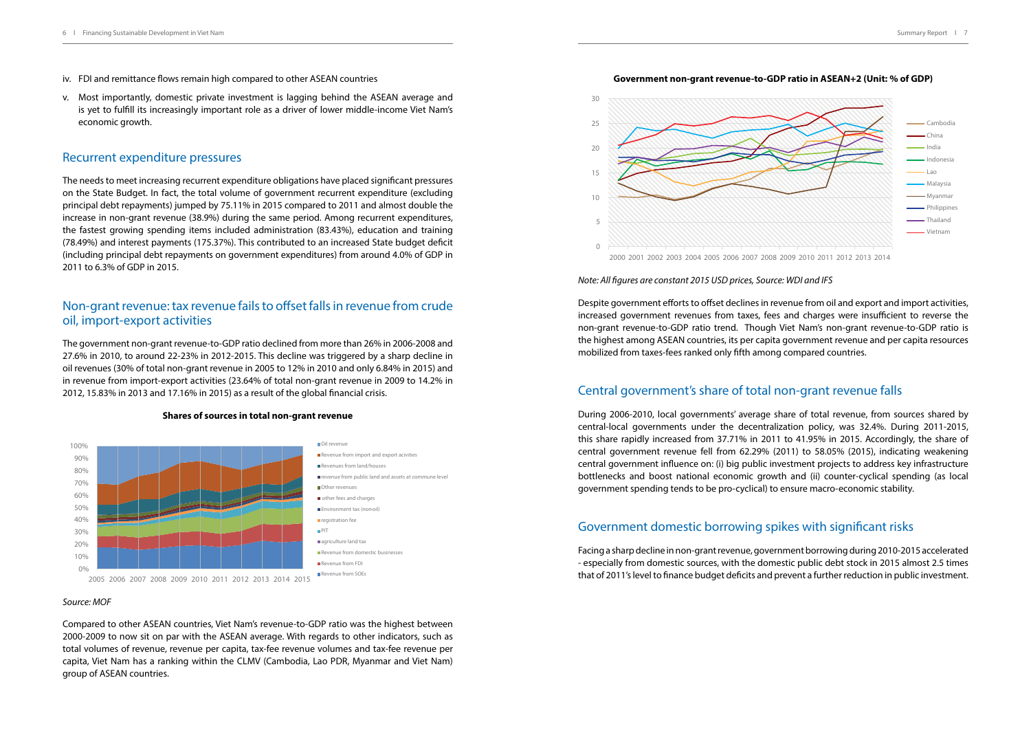iv. FDI and remittance flows remain high compared to other ASEAN countries

v. Most importantly, domestic private investment is lagging behind the ASEAN average and is yet to fulfill its increasingly important role as a driver of lower middle-income Viet Nam's economic growth.

## Recurrent expenditure pressures

The needs to meet increasing recurrent expenditure obligations have placed significant pressures on the State Budget. In fact, the total volume of government recurrent expenditure (excluding principal debt repayments) jumped by 75.11% in 2015 compared to 2011 and almost double the increase in non-grant revenue (38.9%) during the same period. Among recurrent expenditures, the fastest growing spending items included administration (83.43%), education and training (78.49%) and interest payments (175.37%). This contributed to an increased State budget deficit (including principal debt repayments on government expenditures) from around 4.0% of GDP in 2011 to 6.3% of GDP in 2015.

## Non-grant revenue: tax revenue fails to offset falls in revenue from crude oil, import-export activities

The government non-grant revenue-to-GDP ratio declined from more than 26% in 2006-2008 and 27.6% in 2010, to around 22-23% in 2012-2015. This decline was triggered by a sharp decline in oil revenues (30% of total non-grant revenue in 2005 to 12% in 2010 and only 6.84% in 2015) and in revenue from import-export activities (23.64% of total non-grant revenue in 2009 to 14.2% in 2012, 15.83% in 2013 and 17.16% in 2015) as a result of the global financial crisis.

**Shares of sources in total non-grant revenue**

*Source: MOF*

Compared to other ASEAN countries, Viet Nam's revenue-to-GDP ratio was the highest between 2000-2009 to now sit on par with the ASEAN average. With regards to other indicators, such as total volumes of revenue, revenue per capita, tax-fee revenue volumes and tax-fee revenue per capita, Viet Nam has a ranking within the CLMV (Cambodia, Lao PDR, Myanmar and Viet Nam) group of ASEAN countries.

**Government non-grant revenue-to-GDP ratio in ASEAN+2 (Unit: % of GDP)**

*Note: All figures are constant 2015 USD prices, Source: WDI and IFS*

Despite government efforts to offset declines in revenue from oil and export and import activities, increased government revenues from taxes, fees and charges were insufficient to reverse the non-grant revenue-to-GDP ratio trend. Though Viet Nam's non-grant revenue-to-GDP ratio is the highest among ASEAN countries, its per capita government revenue and per capita resources mobilized from taxes-fees ranked only fifth among compared countries.

## Central government's share of total non-grant revenue falls

During 2006-2010, local governments' average share of total revenue, from sources shared by central-local governments under the decentralization policy, was 32.4%. During 2011-2015, this share rapidly increased from 37.71% in 2011 to 41.95% in 2015. Accordingly, the share of central government revenue fell from 62.29% (2011) to 58.05% (2015), indicating weakening central government influence on: (i) big public investment projects to address key infrastructure bottlenecks and boost national economic growth and (ii) counter-cyclical spending (as local government spending tends to be pro-cyclical) to ensure macro-economic stability.

## Government domestic borrowing spikes with significant risks

Facing a sharp decline in non-grant revenue, government borrowing during 2010-2015 accelerated - especially from domestic sources, with the domestic public debt stock in 2015 almost 2.5 times that of 2011's level to finance budget deficits and prevent a further reduction in public investment.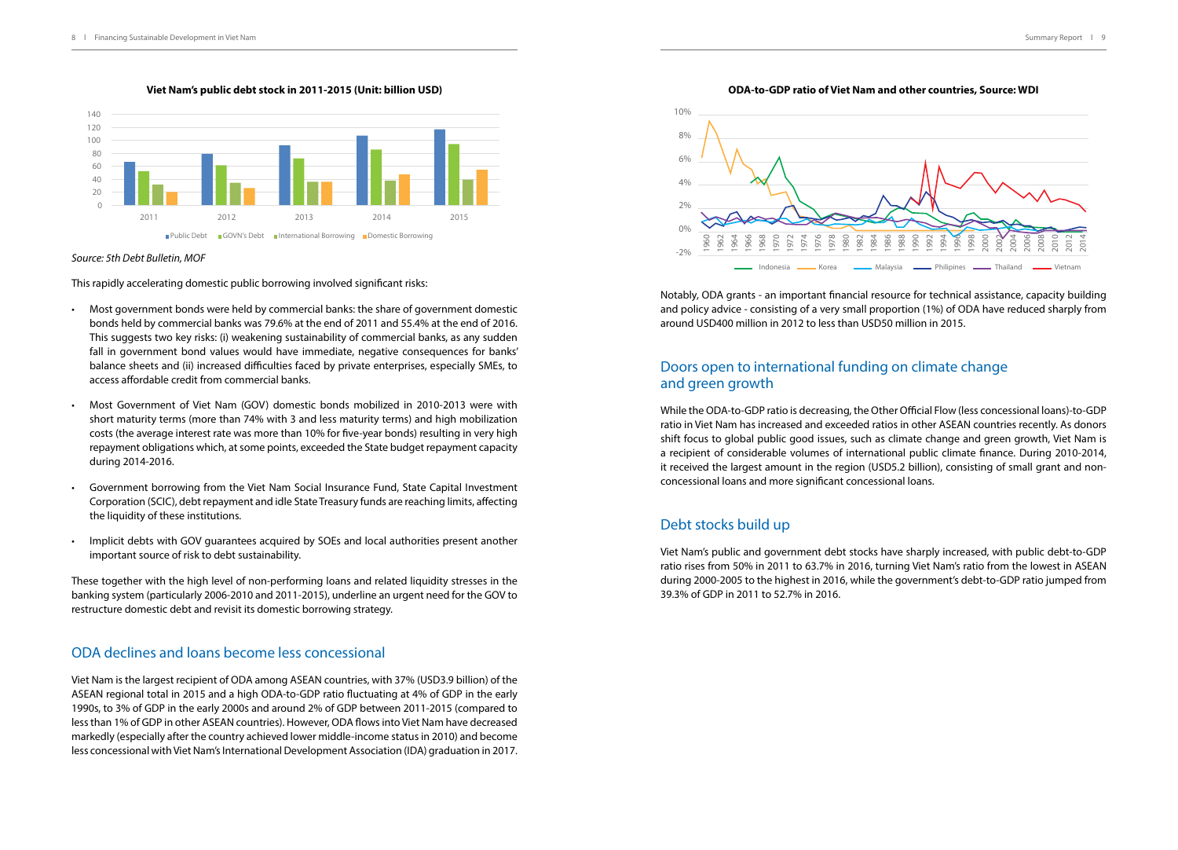**Viet Nam's public debt stock in 2011-2015 (Unit: billion USD)**

*Source: 5th Debt Bulletin, MOF*

This rapidly accelerating domestic public borrowing involved significant risks:

- Most government bonds were held by commercial banks: the share of government domestic bonds held by commercial banks was 79.6% at the end of 2011 and 55.4% at the end of 2016. This suggests two key risks: (i) weakening sustainability of commercial banks, as any sudden fall in government bond values would have immediate, negative consequences for banks' balance sheets and (ii) increased difficulties faced by private enterprises, especially SMEs, to access affordable credit from commercial banks.
- Most Government of Viet Nam (GOV) domestic bonds mobilized in 2010-2013 were with short maturity terms (more than 74% with 3 and less maturity terms) and high mobilization costs (the average interest rate was more than 10% for five-year bonds) resulting in very high repayment obligations which, at some points, exceeded the State budget repayment capacity during 2014-2016.
- Government borrowing from the Viet Nam Social Insurance Fund, State Capital Investment Corporation (SCIC), debt repayment and idle State Treasury funds are reaching limits, affecting the liquidity of these institutions.
- Implicit debts with GOV guarantees acquired by SOEs and local authorities present another important source of risk to debt sustainability.

These together with the high level of non-performing loans and related liquidity stresses in the banking system (particularly 2006-2010 and 2011-2015), underline an urgent need for the GOV to restructure domestic debt and revisit its domestic borrowing strategy.

## ODA declines and loans become less concessional

Viet Nam is the largest recipient of ODA among ASEAN countries, with 37% (USD3.9 billion) of the ASEAN regional total in 2015 and a high ODA-to-GDP ratio fluctuating at 4% of GDP in the early 1990s, to 3% of GDP in the early 2000s and around 2% of GDP between 2011-2015 (compared to less than 1% of GDP in other ASEAN countries). However, ODA flows into Viet Nam have decreased markedly (especially after the country achieved lower middle-income status in 2010) and become less concessional with Viet Nam's International Development Association (IDA) graduation in 2017.

**ODA-to-GDP ratio of Viet Nam and other countries, Source: WDI**

Notably, ODA grants - an important financial resource for technical assistance, capacity building and policy advice - consisting of a very small proportion (1%) of ODA have reduced sharply from around USD400 million in 2012 to less than USD50 million in 2015.

## Doors open to international funding on climate change and green growth

While the ODA-to-GDP ratio is decreasing, the Other Official Flow (less concessional loans)-to-GDP ratio in Viet Nam has increased and exceeded ratios in other ASEAN countries recently. As donors shift focus to global public good issues, such as climate change and green growth, Viet Nam is a recipient of considerable volumes of international public climate finance. During 2010-2014, it received the largest amount in the region (USD5.2 billion), consisting of small grant and non-concessional loans and more significant concessional loans.

## Debt stocks build up

Viet Nam's public and government debt stocks have sharply increased, with public debt-to-GDP ratio rises from 50% in 2011 to 63.7% in 2016, turning Viet Nam's ratio from the lowest in ASEAN during 2000-2005 to the highest in 2016, while the government's debt-to-GDP ratio jumped from 39.3% of GDP in 2011 to 52.7% in 2016.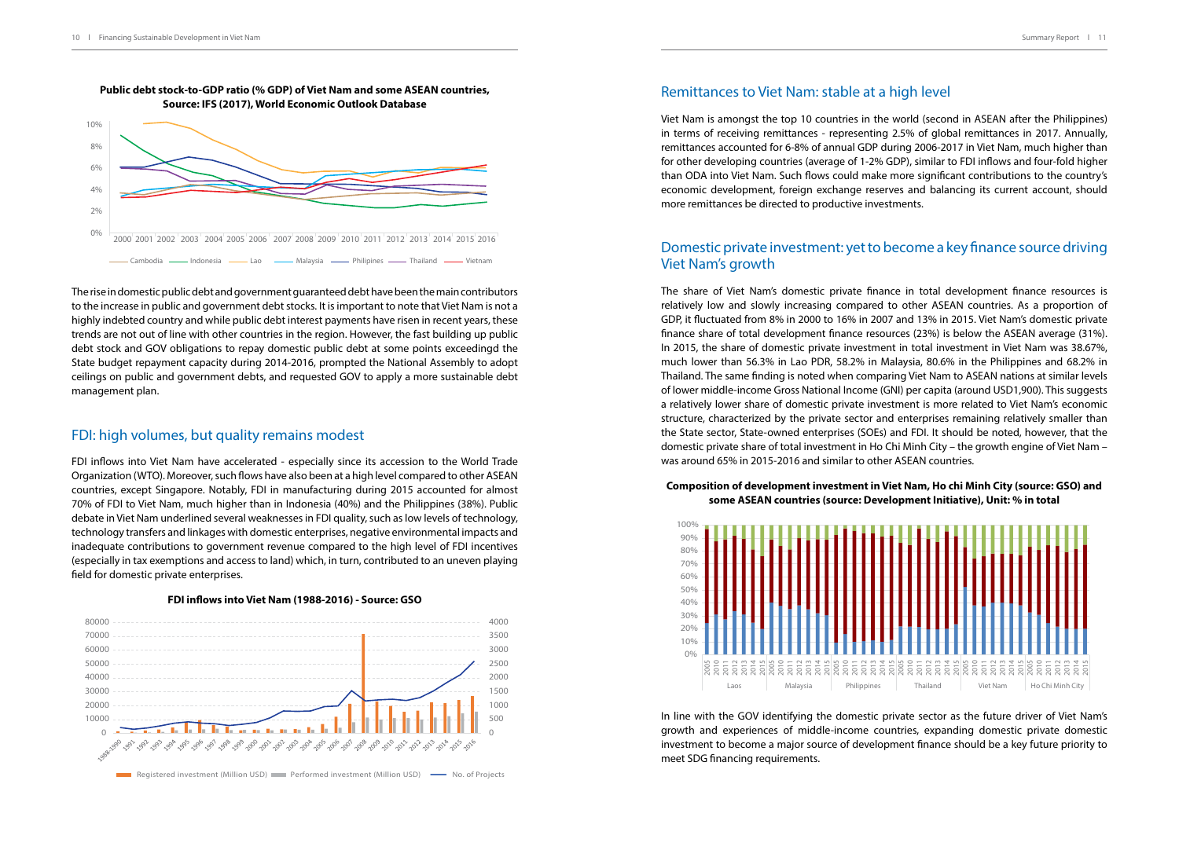**Public debt stock-to-GDP ratio (% GDP) of Viet Nam and some ASEAN countries, Source: IFS (2017), World Economic Outlook Database**

The rise in domestic public debt and government guaranteed debt have been the main contributors to the increase in public and government debt stocks. It is important to note that Viet Nam is not a highly indebted country and while public debt interest payments have risen in recent years, these trends are not out of line with other countries in the region. However, the fast building up public debt stock and GOV obligations to repay domestic public debt at some points exceedingd the State budget repayment capacity during 2014-2016, prompted the National Assembly to adopt ceilings on public and government debts, and requested GOV to apply a more sustainable debt management plan.

## FDI: high volumes, but quality remains modest

FDI inflows into Viet Nam have accelerated - especially since its accession to the World Trade Organization (WTO). Moreover, such flows have also been at a high level compared to other ASEAN countries, except Singapore. Notably, FDI in manufacturing during 2015 accounted for almost 70% of FDI to Viet Nam, much higher than in Indonesia (40%) and the Philippines (38%). Public debate in Viet Nam underlined several weaknesses in FDI quality, such as low levels of technology, technology transfers and linkages with domestic enterprises, negative environmental impacts and inadequate contributions to government revenue compared to the high level of FDI incentives (especially in tax exemptions and access to land) which, in turn, contributed to an uneven playing field for domestic private enterprises.

**FDI inflows into Viet Nam (1988-2016) - Source: GSO**

## Remittances to Viet Nam: stable at a high level

Viet Nam is amongst the top 10 countries in the world (second in ASEAN after the Philippines) in terms of receiving remittances - representing 2.5% of global remittances in 2017. Annually, remittances accounted for 6-8% of annual GDP during 2006-2017 in Viet Nam, much higher than for other developing countries (average of 1-2% GDP), similar to FDI inflows and four-fold higher than ODA into Viet Nam. Such flows could make more significant contributions to the country's economic development, foreign exchange reserves and balancing its current account, should more remittances be directed to productive investments.

## Domestic private investment: yet to become a key finance source driving Viet Nam's growth

The share of Viet Nam's domestic private finance in total development finance resources is relatively low and slowly increasing compared to other ASEAN countries. As a proportion of GDP, it fluctuated from 8% in 2000 to 16% in 2007 and 13% in 2015. Viet Nam's domestic private finance share of total development finance resources (23%) is below the ASEAN average (31%). In 2015, the share of domestic private investment in total investment in Viet Nam was 38.67%, much lower than 56.3% in Lao PDR, 58.2% in Malaysia, 80.6% in the Philippines and 68.2% in Thailand. The same finding is noted when comparing Viet Nam to ASEAN nations at similar levels of lower middle-income Gross National Income (GNI) per capita (around USD1,900). This suggests a relatively lower share of domestic private investment is more related to Viet Nam's economic structure, characterized by the private sector and enterprises remaining relatively smaller than the State sector, State-owned enterprises (SOEs) and FDI. It should be noted, however, that the domestic private share of total investment in Ho Chi Minh City – the growth engine of Viet Nam – was around 65% in 2015-2016 and similar to other ASEAN countries.

**Composition of development investment in Viet Nam, Ho chi Minh City (source: GSO) and some ASEAN countries (source: Development Initiative), Unit: % in total**

In line with the GOV identifying the domestic private sector as the future driver of Viet Nam's growth and experiences of middle-income countries, expanding domestic private domestic investment to become a major source of development finance should be a key future priority to meet SDG financing requirements.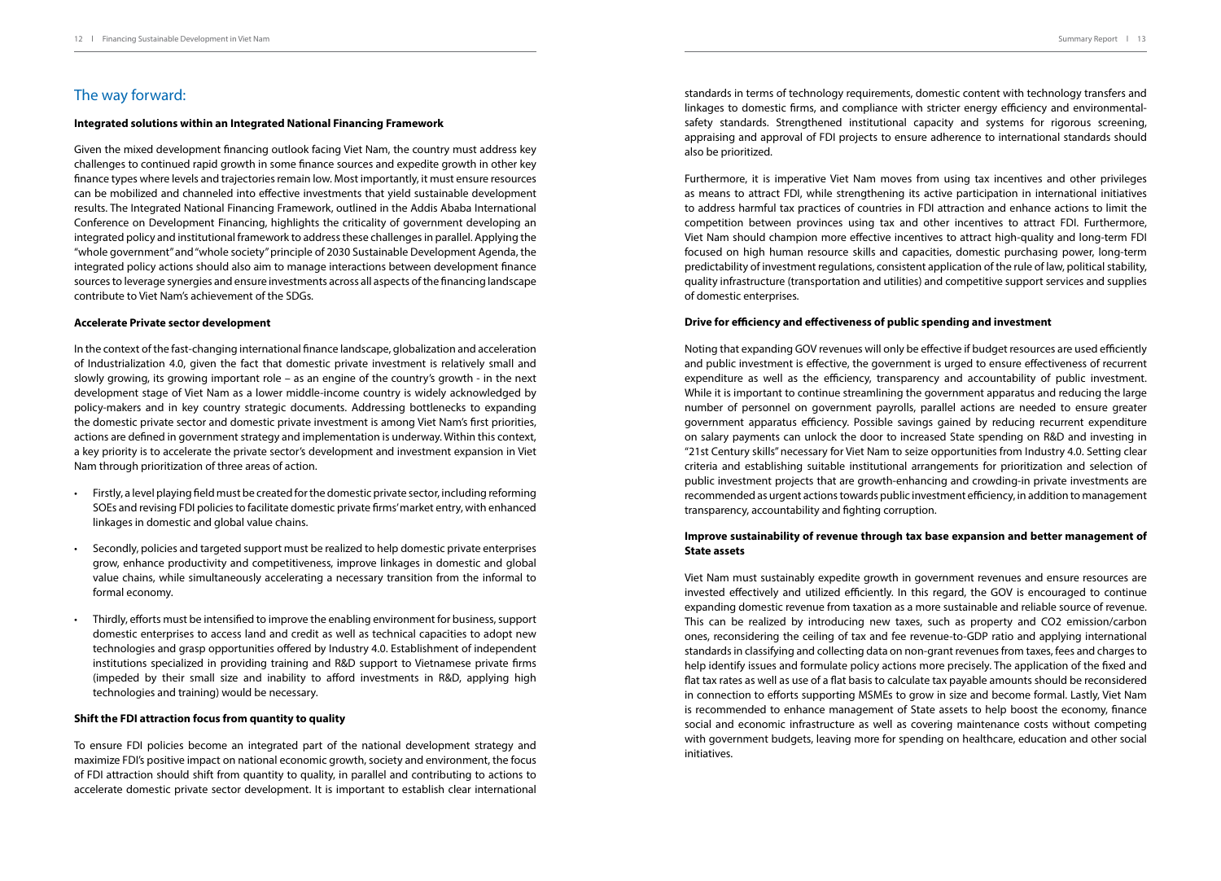## The way forward:

**Integrated solutions within an Integrated National Financing Framework**

Given the mixed development financing outlook facing Viet Nam, the country must address key challenges to continued rapid growth in some finance sources and expedite growth in other key finance types where levels and trajectories remain low. Most importantly, it must ensure resources can be mobilized and channeled into effective investments that yield sustainable development results. The Integrated National Financing Framework, outlined in the Addis Ababa International Conference on Development Financing, highlights the criticality of government developing an integrated policy and institutional framework to address these challenges in parallel. Applying the "whole government" and "whole society" principle of 2030 Sustainable Development Agenda, the integrated policy actions should also aim to manage interactions between development finance sources to leverage synergies and ensure investments across all aspects of the financing landscape contribute to Viet Nam's achievement of the SDGs.

**Accelerate Private sector development**

In the context of the fast-changing international finance landscape, globalization and acceleration of Industrialization 4.0, given the fact that domestic private investment is relatively small and slowly growing, its growing important role – as an engine of the country's growth - in the next development stage of Viet Nam as a lower middle-income country is widely acknowledged by policy-makers and in key country strategic documents. Addressing bottlenecks to expanding the domestic private sector and domestic private investment is among Viet Nam's first priorities, actions are defined in government strategy and implementation is underway. Within this context, a key priority is to accelerate the private sector's development and investment expansion in Viet Nam through prioritization of three areas of action.

- Firstly, a level playing field must be created for the domestic private sector, including reforming SOEs and revising FDI policies to facilitate domestic private firms' market entry, with enhanced linkages in domestic and global value chains.
- Secondly, policies and targeted support must be realized to help domestic private enterprises grow, enhance productivity and competitiveness, improve linkages in domestic and global value chains, while simultaneously accelerating a necessary transition from the informal to formal economy.
- Thirdly, efforts must be intensified to improve the enabling environment for business, support domestic enterprises to access land and credit as well as technical capacities to adopt new technologies and grasp opportunities offered by Industry 4.0. Establishment of independent institutions specialized in providing training and R&D support to Vietnamese private firms (impeded by their small size and inability to afford investments in R&D, applying high technologies and training) would be necessary.

**Shift the FDI attraction focus from quantity to quality**

To ensure FDI policies become an integrated part of the national development strategy and maximize FDI's positive impact on national economic growth, society and environment, the focus of FDI attraction should shift from quantity to quality, in parallel and contributing to actions to accelerate domestic private sector development. It is important to establish clear international standards in terms of technology requirements, domestic content with technology transfers and linkages to domestic firms, and compliance with stricter energy efficiency and environmental-safety standards. Strengthened institutional capacity and systems for rigorous screening, appraising and approval of FDI projects to ensure adherence to international standards should also be prioritized.

Furthermore, it is imperative Viet Nam moves from using tax incentives and other privileges as means to attract FDI, while strengthening its active participation in international initiatives to address harmful tax practices of countries in FDI attraction and enhance actions to limit the competition between provinces using tax and other incentives to attract FDI. Furthermore, Viet Nam should champion more effective incentives to attract high-quality and long-term FDI focused on high human resource skills and capacities, domestic purchasing power, long-term predictability of investment regulations, consistent application of the rule of law, political stability, quality infrastructure (transportation and utilities) and competitive support services and supplies of domestic enterprises.

**Drive for efficiency and effectiveness of public spending and investment**

Noting that expanding GOV revenues will only be effective if budget resources are used efficiently and public investment is effective, the government is urged to ensure effectiveness of recurrent expenditure as well as the efficiency, transparency and accountability of public investment. While it is important to continue streamlining the government apparatus and reducing the large number of personnel on government payrolls, parallel actions are needed to ensure greater government apparatus efficiency. Possible savings gained by reducing recurrent expenditure on salary payments can unlock the door to increased State spending on R&D and investing in "21st Century skills" necessary for Viet Nam to seize opportunities from Industry 4.0. Setting clear criteria and establishing suitable institutional arrangements for prioritization and selection of public investment projects that are growth-enhancing and crowding-in private investments are recommended as urgent actions towards public investment efficiency, in addition to management transparency, accountability and fighting corruption.

**Improve sustainability of revenue through tax base expansion and better management of State assets**

Viet Nam must sustainably expedite growth in government revenues and ensure resources are invested effectively and utilized efficiently. In this regard, the GOV is encouraged to continue expanding domestic revenue from taxation as a more sustainable and reliable source of revenue. This can be realized by introducing new taxes, such as property and $CO_2$ emission/carbon ones, reconsidering the ceiling of tax and fee revenue-to-GDP ratio and applying international standards in classifying and collecting data on non-grant revenues from taxes, fees and charges to help identify issues and formulate policy actions more precisely. The application of the fixed and flat tax rates as well as use of a flat basis to calculate tax payable amounts should be reconsidered in connection to efforts supporting MSMEs to grow in size and become formal. Lastly, Viet Nam is recommended to enhance management of State assets to help boost the economy, finance social and economic infrastructure as well as covering maintenance costs without competing with government budgets, leaving more for spending on healthcare, education and other social initiatives.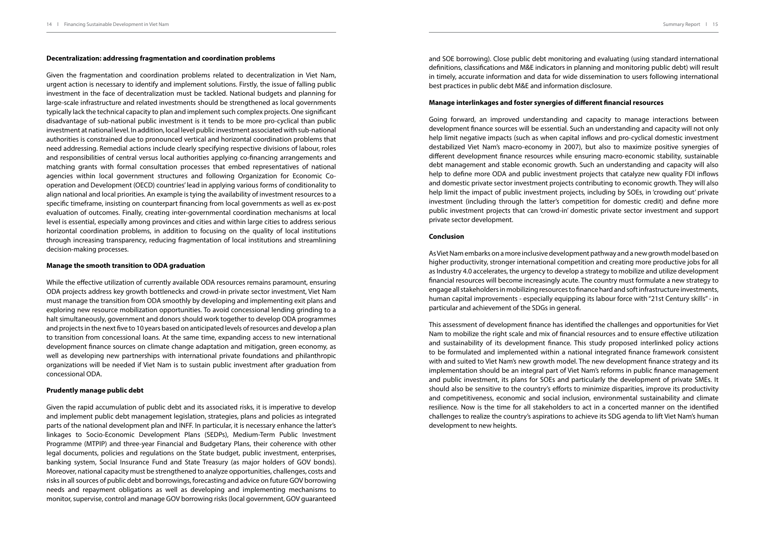**Decentralization: addressing fragmentation and coordination problems**

Given the fragmentation and coordination problems related to decentralization in Viet Nam, urgent action is necessary to identify and implement solutions. Firstly, the issue of falling public investment in the face of decentralization must be tackled. National budgets and planning for large-scale infrastructure and related investments should be strengthened as local governments typically lack the technical capacity to plan and implement such complex projects. One significant disadvantage of sub-national public investment is it tends to be more pro-cyclical than public investment at national level. In addition, local level public investment associated with sub-national authorities is constrained due to pronounced vertical and horizontal coordination problems that need addressing. Remedial actions include clearly specifying respective divisions of labour, roles and responsibilities of central versus local authorities applying co-financing arrangements and matching grants with formal consultation processes that embed representatives of national agencies within local government structures and following Organization for Economic Co-operation and Development (OECD) countries' lead in applying various forms of conditionality to align national and local priorities. An example is tying the availability of investment resources to a specific timeframe, insisting on counterpart financing from local governments as well as ex-post evaluation of outcomes. Finally, creating inter-governmental coordination mechanisms at local level is essential, especially among provinces and cities and within large cities to address serious horizontal coordination problems, in addition to focusing on the quality of local institutions through increasing transparency, reducing fragmentation of local institutions and streamlining decision-making processes.

**Manage the smooth transition to ODA graduation**

While the effective utilization of currently available ODA resources remains paramount, ensuring ODA projects address key growth bottlenecks and crowd-in private sector investment, Viet Nam must manage the transition from ODA smoothly by developing and implementing exit plans and exploring new resource mobilization opportunities. To avoid concessional lending grinding to a halt simultaneously, government and donors should work together to develop ODA programmes and projects in the next five to 10 years based on anticipated levels of resources and develop a plan to transition from concessional loans. At the same time, expanding access to new international development finance sources on climate change adaptation and mitigation, green economy, as well as developing new partnerships with international private foundations and philanthropic organizations will be needed if Viet Nam is to sustain public investment after graduation from concessional ODA.

**Prudently manage public debt**

Given the rapid accumulation of public debt and its associated risks, it is imperative to develop and implement public debt management legislation, strategies, plans and policies as integrated parts of the national development plan and INFF. In particular, it is necessary enhance the latter's linkages to Socio-Economic Development Plans (SEDPs), Medium-Term Public Investment Programme (MTPIP) and three-year Financial and Budgetary Plans, their coherence with other legal documents, policies and regulations on the State budget, public investment, enterprises, banking system, Social Insurance Fund and State Treasury (as major holders of GOV bonds). Moreover, national capacity must be strengthened to analyze opportunities, challenges, costs and risks in all sources of public debt and borrowings, forecasting and advice on future GOV borrowing needs and repayment obligations as well as developing and implementing mechanisms to monitor, supervise, control and manage GOV borrowing risks (local government, GOV guaranteed and SOE borrowing). Close public debt monitoring and evaluating (using standard international definitions, classifications and M&E indicators in planning and monitoring public debt) will result in timely, accurate information and data for wide dissemination to users following international best practices in public debt M&E and information disclosure.

**Manage interlinkages and foster synergies of different financial resources**

Going forward, an improved understanding and capacity to manage interactions between development finance sources will be essential. Such an understanding and capacity will not only help limit negative impacts (such as when capital inflows and pro-cyclical domestic investment destabilized Viet Nam's macro-economy in 2007), but also to maximize positive synergies of different development finance resources while ensuring macro-economic stability, sustainable debt management and stable economic growth. Such an understanding and capacity will also help to define more ODA and public investment projects that catalyze new quality FDI inflows and domestic private sector investment projects contributing to economic growth. They will also help limit the impact of public investment projects, including by SOEs, in 'crowding out' private investment (including through the latter's competition for domestic credit) and define more public investment projects that can 'crowd-in' domestic private sector investment and support private sector development.

**Conclusion**

As Viet Nam embarks on a more inclusive development pathway and a new growth model based on higher productivity, stronger international competition and creating more productive jobs for all as Industry 4.0 accelerates, the urgency to develop a strategy to mobilize and utilize development financial resources will become increasingly acute. The country must formulate a new strategy to engage all stakeholders in mobilizing resources to finance hard and soft infrastructure investments, human capital improvements - especially equipping its labour force with "21st Century skills" - in particular and achievement of the SDGs in general.

This assessment of development finance has identified the challenges and opportunities for Viet Nam to mobilize the right scale and mix of financial resources and to ensure effective utilization and sustainability of its development finance. This study proposed interlinked policy actions to be formulated and implemented within a national integrated finance framework consistent with and suited to Viet Nam's new growth model. The new development finance strategy and its implementation should be an integral part of Viet Nam's reforms in public finance management and public investment, its plans for SOEs and particularly the development of private SMEs. It should also be sensitive to the country's efforts to minimize disparities, improve its productivity and competitiveness, economic and social inclusion, environmental sustainability and climate resilience. Now is the time for all stakeholders to act in a concerted manner on the identified challenges to realize the country's aspirations to achieve its SDG agenda to lift Viet Nam's human development to new heights.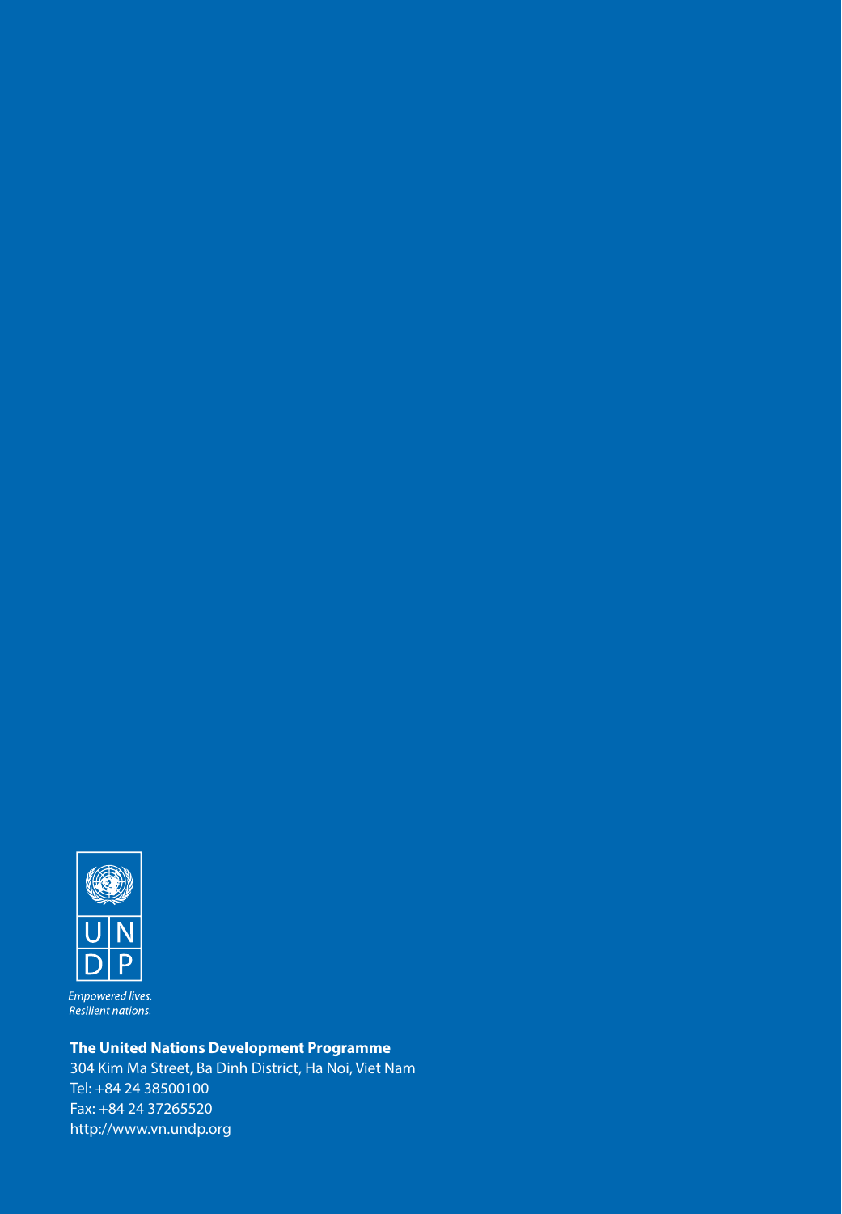U N
D P

*Empowered lives.*
*Resilient nations.*

**The United Nations Development Programme**
304 Kim Ma Street, Ba Dinh District, Ha Noi, Viet Nam
Tel: +84 24 38500100
Fax: +84 24 37265520
http://www.vn.undp.org